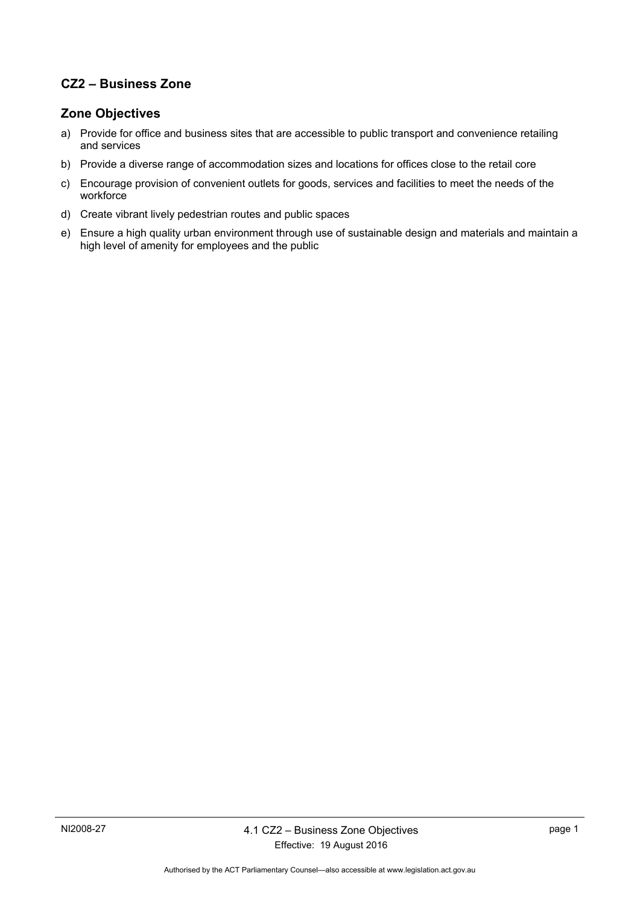## CZ2 – Business Zone

### Zone Objectives

a) Provide for office and business sites that are accessible to public transport and convenience retailing and services

b) Provide a diverse range of accommodation sizes and locations for offices close to the retail core

c) Encourage provision of convenient outlets for goods, services and facilities to meet the needs of the workforce

d) Create vibrant lively pedestrian routes and public spaces

e) Ensure a high quality urban environment through use of sustainable design and materials and maintain a high level of amenity for employees and the public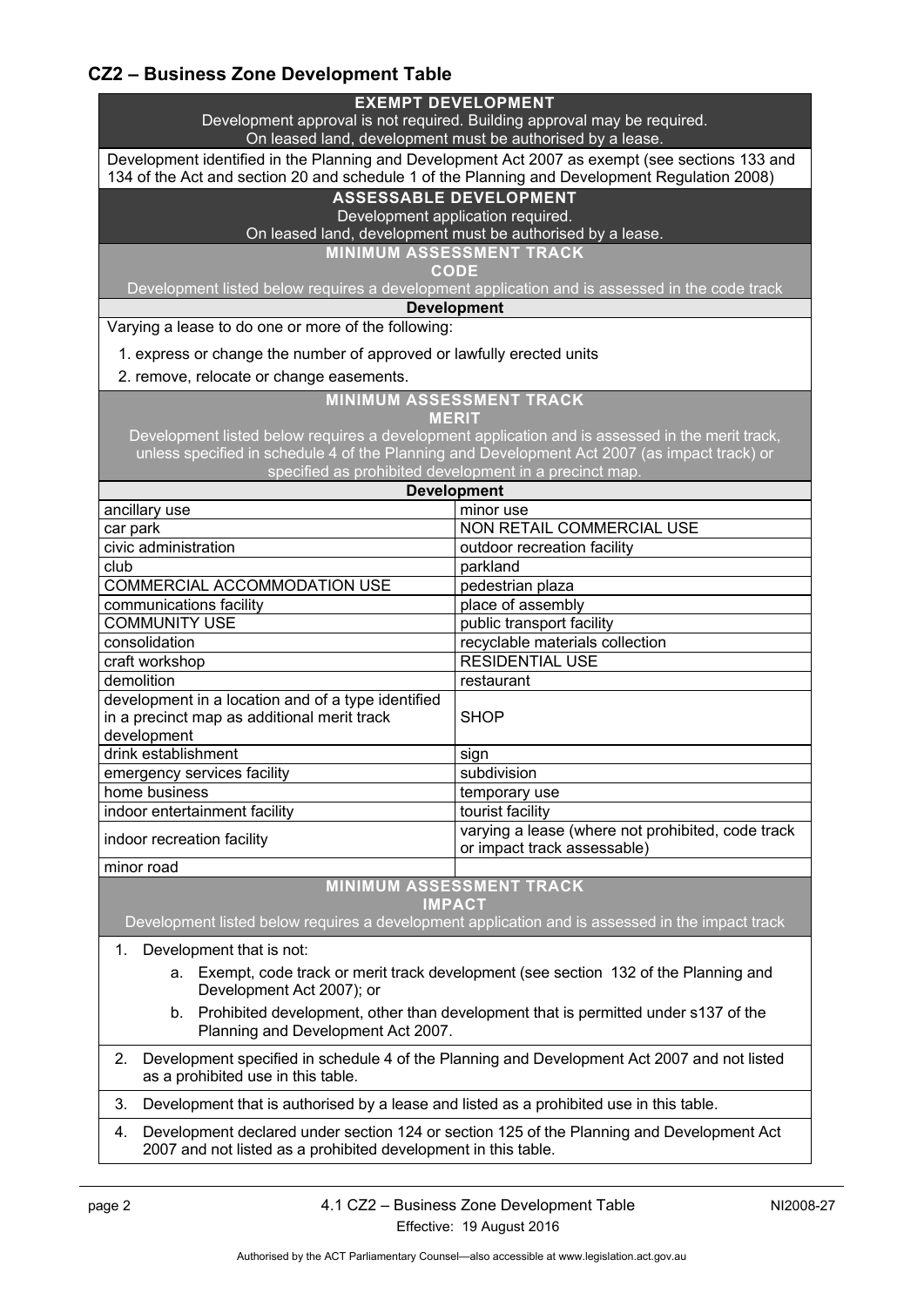## CZ2 – Business Zone Development Table

| **EXEMPT DEVELOPMENT**<br>Development approval is not required. Building approval may be required.<br>On leased land, development must be authorised by a lease. | |
|---|---|
| Development identified in the Planning and Development Act 2007 as exempt (see sections 133 and 134 of the Act and section 20 and schedule 1 of the Planning and Development Regulation 2008) | |
| **ASSESSABLE DEVELOPMENT**<br>Development application required.<br>On leased land, development must be authorised by a lease. | |
| **MINIMUM ASSESSMENT TRACK**<br>**CODE**<br>Development listed below requires a development application and is assessed in the code track | |
| **Development** | |
| Varying a lease to do one or more of the following:<br>1. express or change the number of approved or lawfully erected units<br>2. remove, relocate or change easements. | |
| **MINIMUM ASSESSMENT TRACK**<br>**MERIT**<br>Development listed below requires a development application and is assessed in the merit track, unless specified in schedule 4 of the Planning and Development Act 2007 (as impact track) or specified as prohibited development in a precinct map. | |
| **Development** | |
| ancillary use | minor use |
| car park | NON RETAIL COMMERCIAL USE |
| civic administration | outdoor recreation facility |
| club | parkland |
| COMMERCIAL ACCOMMODATION USE | pedestrian plaza |
| communications facility | place of assembly |
| COMMUNITY USE | public transport facility |
| consolidation | recyclable materials collection |
| craft workshop | RESIDENTIAL USE |
| demolition | restaurant |
| development in a location and of a type identified in a precinct map as additional merit track development | SHOP |
| drink establishment | sign |
| emergency services facility | subdivision |
| home business | temporary use |
| indoor entertainment facility | tourist facility |
| indoor recreation facility | varying a lease (where not prohibited, code track or impact track assessable) |
| minor road | |
| **MINIMUM ASSESSMENT TRACK**<br>**IMPACT**<br>Development listed below requires a development application and is assessed in the impact track | |
| 1. Development that is not:<br>a. Exempt, code track or merit track development (see section 132 of the Planning and Development Act 2007); or<br>b. Prohibited development, other than development that is permitted under s137 of the Planning and Development Act 2007. | |
| 2. Development specified in schedule 4 of the Planning and Development Act 2007 and not listed as a prohibited use in this table. | |
| 3. Development that is authorised by a lease and listed as a prohibited use in this table. | |
| 4. Development declared under section 124 or section 125 of the Planning and Development Act 2007 and not listed as a prohibited development in this table. | |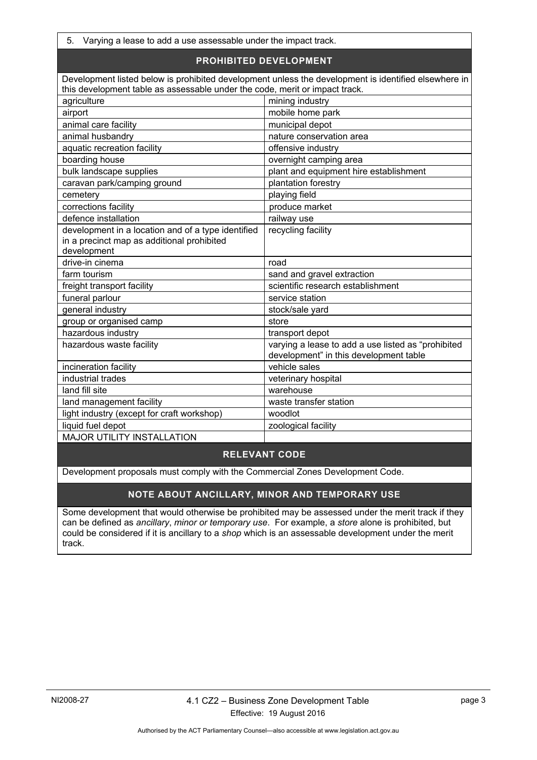5. Varying a lease to add a use assessable under the impact track.

## PROHIBITED DEVELOPMENT

Development listed below is prohibited development unless the development is identified elsewhere in this development table as assessable under the code, merit or impact track.

| | |
|---|---|
| agriculture | mining industry |
| airport | mobile home park |
| animal care facility | municipal depot |
| animal husbandry | nature conservation area |
| aquatic recreation facility | offensive industry |
| boarding house | overnight camping area |
| bulk landscape supplies | plant and equipment hire establishment |
| caravan park/camping ground | plantation forestry |
| cemetery | playing field |
| corrections facility | produce market |
| defence installation | railway use |
| development in a location and of a type identified in a precinct map as additional prohibited development | recycling facility |
| drive-in cinema | road |
| farm tourism | sand and gravel extraction |
| freight transport facility | scientific research establishment |
| funeral parlour | service station |
| general industry | stock/sale yard |
| group or organised camp | store |
| hazardous industry | transport depot |
| hazardous waste facility | varying a lease to add a use listed as "prohibited development" in this development table |
| incineration facility | vehicle sales |
| industrial trades | veterinary hospital |
| land fill site | warehouse |
| land management facility | waste transfer station |
| light industry (except for craft workshop) | woodlot |
| liquid fuel depot | zoological facility |
| MAJOR UTILITY INSTALLATION | |

## RELEVANT CODE

Development proposals must comply with the Commercial Zones Development Code.

## NOTE ABOUT ANCILLARY, MINOR AND TEMPORARY USE

Some development that would otherwise be prohibited may be assessed under the merit track if they can be defined as *ancillary*, *minor or temporary use*. For example, a *store* alone is prohibited, but could be considered if it is ancillary to a *shop* which is an assessable development under the merit track.